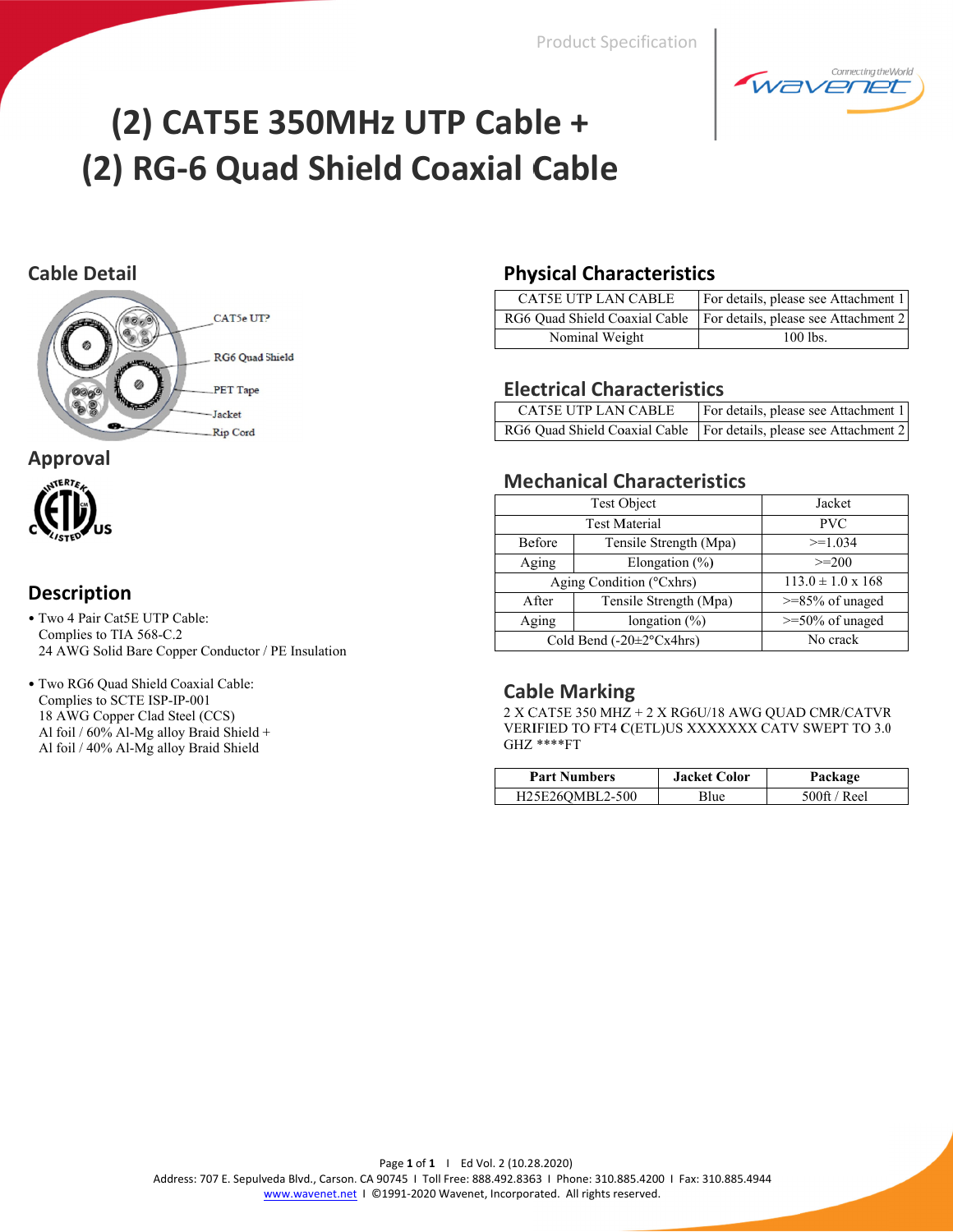Product Specification

# (2) CAT5E 350MHz UTP Cable + (2) RG-6 Quad Shield Coaxial Cable

## Cable Detail

CAT5e UTP
RG6 Quad Shield
PET Tape
Jacket
Rip Cord

## Approval

## Description

- Two 4 Pair Cat5E UTP Cable:
  Complies to TIA 568-C.2
  24 AWG Solid Bare Copper Conductor / PE Insulation

- Two RG6 Quad Shield Coaxial Cable:
  Complies to SCTE ISP-IP-001
  18 AWG Copper Clad Steel (CCS)
  Al foil / 60% Al-Mg alloy Braid Shield +
  Al foil / 40% Al-Mg alloy Braid Shield

## Physical Characteristics

| | |
|---|---|
| CAT5E UTP LAN CABLE | For details, please see Attachment 1 |
| RG6 Quad Shield Coaxial Cable | For details, please see Attachment 2 |
| Nominal Weight | 100 lbs. |

## Electrical Characteristics

| | |
|---|---|
| CAT5E UTP LAN CABLE | For details, please see Attachment 1 |
| RG6 Quad Shield Coaxial Cable | For details, please see Attachment 2 |

## Mechanical Characteristics

| Test Object | | Jacket |
|---|---|---|
| Test Material | | PVC |
| Before Aging | Tensile Strength (Mpa) | >=1.034 |
| | Elongation (%) | >=200 |
| Aging Condition (°Cxhrs) | | 113.0 ± 1.0 x 168 |
| After Aging | Tensile Strength (Mpa) | >=85% of unaged |
| | longation (%) | >=50% of unaged |
| Cold Bend (-20±2°Cx4hrs) | | No crack |

## Cable Marking

2 X CAT5E 350 MHZ + 2 X RG6U/18 AWG QUAD CMR/CATVR VERIFIED TO FT4 C(ETL)US XXXXXXX CATV SWEPT TO 3.0 GHZ ****FT

| Part Numbers | Jacket Color | Package |
|---|---|---|
| H25E26QMBL2-500 | Blue | 500ft / Reel |

Ed Vol. 2 (10.28.2020)

Address: 707 E. Sepulveda Blvd., Carson. CA 90745 I Toll Free: 888.492.8363 I Phone: 310.885.4200 I Fax: 310.885.4944
www.wavenet.net I ©1991-2020 Wavenet, Incorporated. All rights reserved.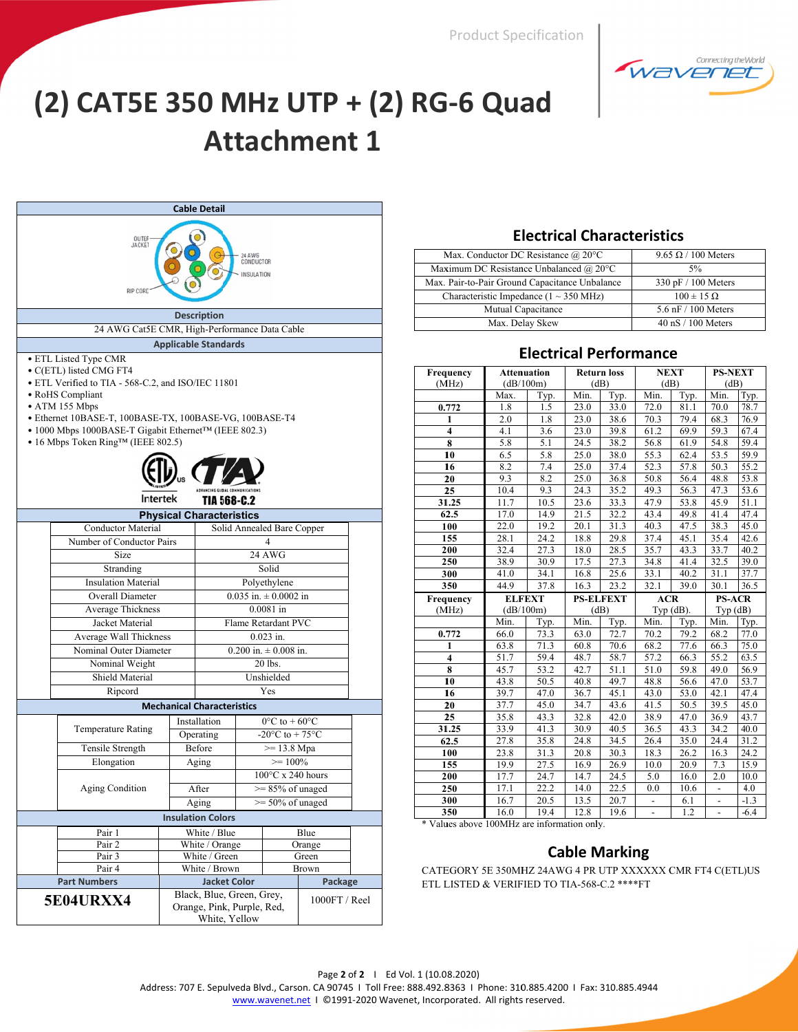Product Specification

# (2) CAT5E 350 MHz UTP + (2) RG-6 Quad
# Attachment 1

## Cable Detail

OUTER JACKET, 24 AWG CONDUCTOR, INSULATION, RIP CORD

**Description**

24 AWG Cat5E CMR, High-Performance Data Cable

**Applicable Standards**

- ETL Listed Type CMR
- C(ETL) listed CMG FT4
- ETL Verified to TIA - 568-C.2, and ISO/IEC 11801
- RoHS Compliant
- ATM 155 Mbps
- Ethernet 10BASE-T, 100BASE-TX, 100BASE-VG, 100BASE-T4
- 1000 Mbps 1000BASE-T Gigabit Ethernet™ (IEEE 802.3)
- 16 Mbps Token Ring™ (IEEE 802.5)

Intertek TIA 568-C.2

## Physical Characteristics

| | |
|---|---|
| Conductor Material | Solid Annealed Bare Copper |
| Number of Conductor Pairs | 4 |
| Size | 24 AWG |
| Stranding | Solid |
| Insulation Material | Polyethylene |
| Overall Diameter | 0.035 in. ± 0.0002 in |
| Average Thickness | 0.0081 in |
| Jacket Material | Flame Retardant PVC |
| Average Wall Thickness | 0.023 in. |
| Nominal Outer Diameter | 0.200 in. ± 0.008 in. |
| Nominal Weight | 20 lbs. |
| Shield Material | Unshielded |
| Ripcord | Yes |

## Mechanical Characteristics

| | | |
|---|---|---|
| Temperature Rating | Installation | 0°C to + 60°C |
| | Operating | -20°C to + 75°C |
| Tensile Strength | Before | >= 13.8 Mpa |
| Elongation | Aging | >= 100% |
| Aging Condition | | 100°C x 240 hours |
| | After | >= 85% of unaged |
| | Aging | >= 50% of unaged |

## Insulation Colors

| | | |
|---|---|---|
| Pair 1 | White / Blue | Blue |
| Pair 2 | White / Orange | Orange |
| Pair 3 | White / Green | Green |
| Pair 4 | White / Brown | Brown |

| Part Numbers | Jacket Color | Package |
|---|---|---|
| **5E04URXX4** | Black, Blue, Green, Grey, Orange, Pink, Purple, Red, White, Yellow | 1000FT / Reel |

## Electrical Characteristics

| | |
|---|---|
| Max. Conductor DC Resistance @ 20°C | 9.65 Ω / 100 Meters |
| Maximum DC Resistance Unbalanced @ 20°C | 5% |
| Max. Pair-to-Pair Ground Capacitance Unbalance | 330 pF / 100 Meters |
| Characteristic Impedance (1 ~ 350 MHz) | 100 ± 15 Ω |
| Mutual Capacitance | 5.6 nF / 100 Meters |
| Max. Delay Skew | 40 nS / 100 Meters |

## Electrical Performance

| Frequency (MHz) | Attenuation (dB/100m) | | Return loss (dB) | | NEXT (dB) | | PS-NEXT (dB) | |
|---|---|---|---|---|---|---|---|---|
| | Max. | Typ. | Min. | Typ. | Min. | Typ. | Min. | Typ. |
| **0.772** | 1.8 | 1.5 | 23.0 | 33.0 | 72.0 | 81.1 | 70.0 | 78.7 |
| **1** | 2.0 | 1.8 | 23.0 | 38.6 | 70.3 | 79.4 | 68.3 | 76.9 |
| **4** | 4.1 | 3.6 | 23.0 | 39.8 | 61.2 | 69.9 | 59.3 | 67.4 |
| **8** | 5.8 | 5.1 | 24.5 | 38.2 | 56.8 | 61.9 | 54.8 | 59.4 |
| **10** | 6.5 | 5.8 | 25.0 | 38.0 | 55.3 | 62.4 | 53.5 | 59.9 |
| **16** | 8.2 | 7.4 | 25.0 | 37.4 | 52.3 | 57.8 | 50.3 | 55.2 |
| **20** | 9.3 | 8.2 | 25.0 | 36.8 | 50.8 | 56.4 | 48.8 | 53.8 |
| **25** | 10.4 | 9.3 | 24.3 | 35.2 | 49.3 | 56.3 | 47.3 | 53.6 |
| **31.25** | 11.7 | 10.5 | 23.6 | 33.3 | 47.9 | 53.8 | 45.9 | 51.1 |
| **62.5** | 17.0 | 14.9 | 21.5 | 32.2 | 43.4 | 49.8 | 41.4 | 47.4 |
| **100** | 22.0 | 19.2 | 20.1 | 31.3 | 40.3 | 47.5 | 38.3 | 45.0 |
| **155** | 28.1 | 24.2 | 18.8 | 29.8 | 37.4 | 45.1 | 35.4 | 42.6 |
| **200** | 32.4 | 27.3 | 18.0 | 28.5 | 35.7 | 43.3 | 33.7 | 40.2 |
| **250** | 38.9 | 30.9 | 17.5 | 27.3 | 34.8 | 41.4 | 32.5 | 39.0 |
| **300** | 41.0 | 34.1 | 16.8 | 25.6 | 33.1 | 40.2 | 31.1 | 37.7 |
| **350** | 44.9 | 37.8 | 16.3 | 23.2 | 32.1 | 39.0 | 30.1 | 36.5 |

| Frequency (MHz) | ELFEXT (dB/100m) | | PS-ELFEXT (dB) | | ACR Typ (dB). | | PS-ACR Typ (dB) | |
|---|---|---|---|---|---|---|---|---|
| | Min. | Typ. | Min. | Typ. | Min. | Typ. | Min. | Typ. |
| **0.772** | 66.0 | 73.3 | 63.0 | 72.7 | 70.2 | 79.2 | 68.2 | 77.0 |
| **1** | 63.8 | 71.3 | 60.8 | 70.6 | 68.2 | 77.6 | 66.3 | 75.0 |
| **4** | 51.7 | 59.4 | 48.7 | 58.7 | 57.2 | 66.3 | 55.2 | 63.5 |
| **8** | 45.7 | 53.2 | 42.7 | 51.1 | 51.0 | 59.8 | 49.0 | 56.9 |
| **10** | 43.8 | 50.5 | 40.8 | 49.7 | 48.8 | 56.6 | 47.0 | 53.7 |
| **16** | 39.7 | 47.0 | 36.7 | 45.1 | 43.0 | 53.0 | 42.1 | 47.4 |
| **20** | 37.7 | 45.0 | 34.7 | 43.6 | 41.5 | 50.5 | 39.5 | 45.0 |
| **25** | 35.8 | 43.3 | 32.8 | 42.0 | 38.9 | 47.0 | 36.9 | 43.7 |
| **31.25** | 33.9 | 41.3 | 30.9 | 40.5 | 36.5 | 43.3 | 34.2 | 40.0 |
| **62.5** | 27.8 | 35.8 | 24.8 | 34.5 | 26.4 | 35.0 | 24.4 | 31.2 |
| **100** | 23.8 | 31.3 | 20.8 | 30.3 | 18.3 | 26.2 | 16.3 | 24.2 |
| **155** | 19.9 | 27.5 | 16.9 | 26.9 | 10.0 | 20.9 | 7.3 | 15.9 |
| **200** | 17.7 | 24.7 | 14.7 | 24.5 | 5.0 | 16.0 | 2.0 | 10.0 |
| **250** | 17.1 | 22.2 | 14.0 | 22.5 | 0.0 | 10.6 | - | 4.0 |
| **300** | 16.7 | 20.5 | 13.5 | 20.7 | - | 6.1 | - | -1.3 |
| **350** | 16.0 | 19.4 | 12.8 | 19.6 | - | 1.2 | - | -6.4 |

* Values above 100MHz are information only.

## Cable Marking

CATEGORY 5E 350MHZ 24AWG 4 PR UTP XXXXXX CMR FT4 C(ETL)US ETL LISTED & VERIFIED TO TIA-568-C.2 ****FT

Ed Vol. 1 (10.08.2020)
Address: 707 E. Sepulveda Blvd., Carson. CA 90745 I Toll Free: 888.492.8363 I Phone: 310.885.4200 I Fax: 310.885.4944
www.wavenet.net I ©1991-2020 Wavenet, Incorporated. All rights reserved.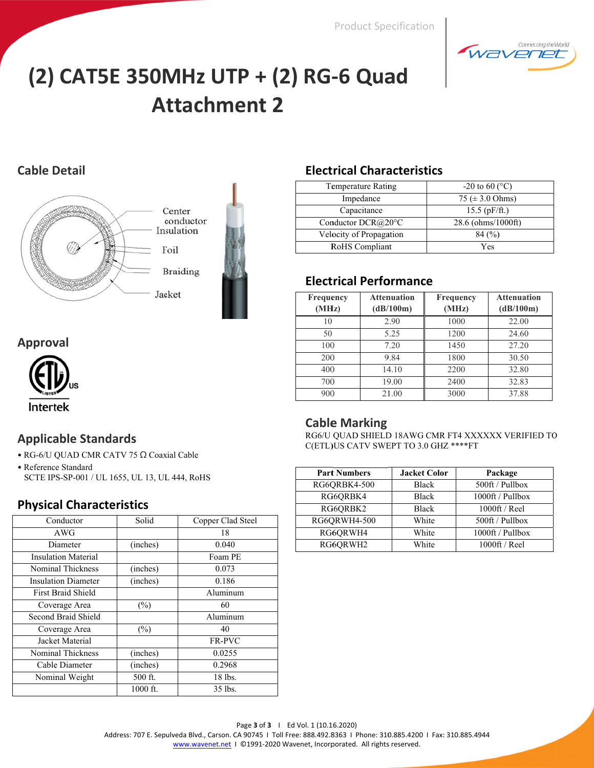# (2) CAT5E 350MHz UTP + (2) RG-6 Quad Attachment 2

## Cable Detail

Center conductor
Insulation
Foil
Braiding
Jacket

## Approval

Intertek

## Applicable Standards

- RG-6/U QUAD CMR CATV 75 Ω Coaxial Cable
- Reference Standard
  SCTE IPS-SP-001 / UL 1655, UL 13, UL 444, RoHS

## Physical Characteristics

| | | |
|---|---|---|
| Conductor | Solid | Copper Clad Steel |
| AWG | | 18 |
| Diameter | (inches) | 0.040 |
| Insulation Material | | Foam PE |
| Nominal Thickness | (inches) | 0.073 |
| Insulation Diameter | (inches) | 0.186 |
| First Braid Shield | | Aluminum |
| Coverage Area | (%) | 60 |
| Second Braid Shield | | Aluminum |
| Coverage Area | (%) | 40 |
| Jacket Material | | FR-PVC |
| Nominal Thickness | (inches) | 0.0255 |
| Cable Diameter | (inches) | 0.2968 |
| Nominal Weight | 500 ft. | 18 lbs. |
| | 1000 ft. | 35 lbs. |

## Electrical Characteristics

| | |
|---|---|
| Temperature Rating | -20 to 60 (°C) |
| Impedance | 75 (± 3.0 Ohms) |
| Capacitance | 15.5 (pF/ft.) |
| Conductor DCR@20°C | 28.6 (ohms/1000ft) |
| Velocity of Propagation | 84 (%) |
| RoHS Compliant | Yes |

## Electrical Performance

| Frequency (MHz) | Attenuation (dB/100m) | Frequency (MHz) | Attenuation (dB/100m) |
|---|---|---|---|
| 10 | 2.90 | 1000 | 22.00 |
| 50 | 5.25 | 1200 | 24.60 |
| 100 | 7.20 | 1450 | 27.20 |
| 200 | 9.84 | 1800 | 30.50 |
| 400 | 14.10 | 2200 | 32.80 |
| 700 | 19.00 | 2400 | 32.83 |
| 900 | 21.00 | 3000 | 37.88 |

## Cable Marking

RG6/U QUAD SHIELD 18AWG CMR FT4 XXXXXX VERIFIED TO C(ETL)US CATV SWEPT TO 3.0 GHZ ****FT

| Part Numbers | Jacket Color | Package |
|---|---|---|
| RG6QRBK4-500 | Black | 500ft / Pullbox |
| RG6QRBK4 | Black | 1000ft / Pullbox |
| RG6QRBK2 | Black | 1000ft / Reel |
| RG6QRWH4-500 | White | 500ft / Pullbox |
| RG6QRWH4 | White | 1000ft / Pullbox |
| RG6QRWH2 | White | 1000ft / Reel |